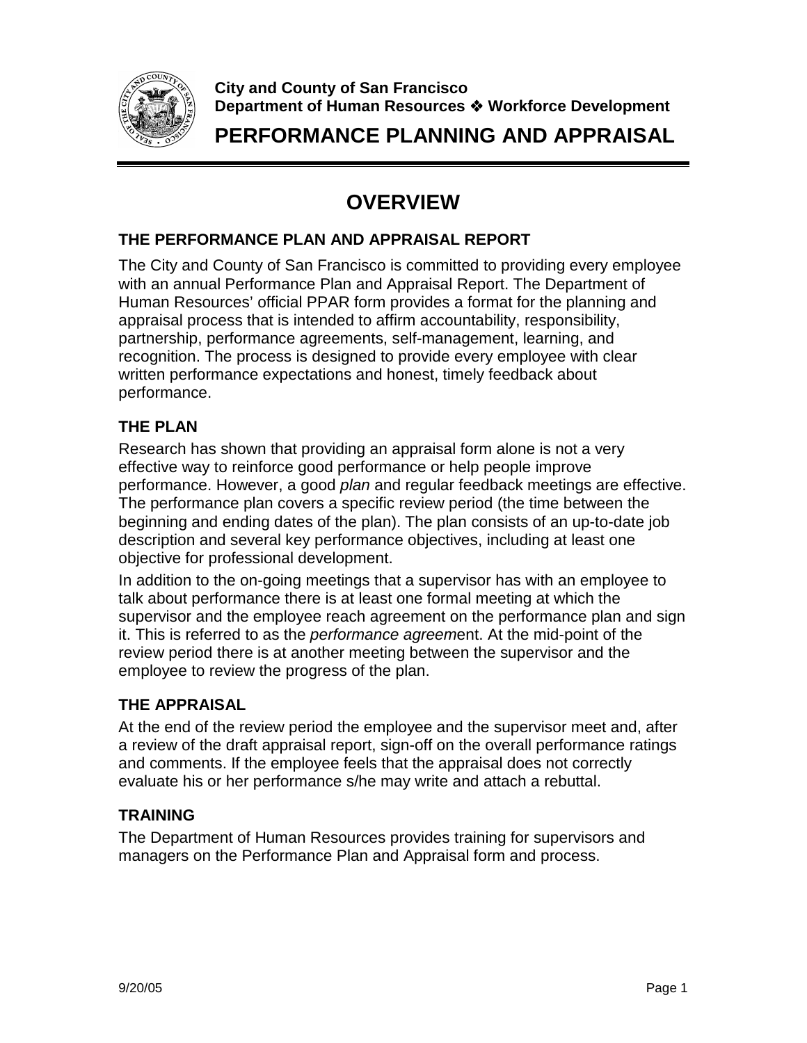**City and County of San Francisco**
**Department of Human Resources ❖ Workforce Development**

# PERFORMANCE PLANNING AND APPRAISAL

## OVERVIEW

### THE PERFORMANCE PLAN AND APPRAISAL REPORT

The City and County of San Francisco is committed to providing every employee with an annual Performance Plan and Appraisal Report. The Department of Human Resources' official PPAR form provides a format for the planning and appraisal process that is intended to affirm accountability, responsibility, partnership, performance agreements, self-management, learning, and recognition. The process is designed to provide every employee with clear written performance expectations and honest, timely feedback about performance.

### THE PLAN

Research has shown that providing an appraisal form alone is not a very effective way to reinforce good performance or help people improve performance. However, a good *plan* and regular feedback meetings are effective. The performance plan covers a specific review period (the time between the beginning and ending dates of the plan). The plan consists of an up-to-date job description and several key performance objectives, including at least one objective for professional development.

In addition to the on-going meetings that a supervisor has with an employee to talk about performance there is at least one formal meeting at which the supervisor and the employee reach agreement on the performance plan and sign it. This is referred to as the *performance agreem*ent. At the mid-point of the review period there is at another meeting between the supervisor and the employee to review the progress of the plan.

### THE APPRAISAL

At the end of the review period the employee and the supervisor meet and, after a review of the draft appraisal report, sign-off on the overall performance ratings and comments. If the employee feels that the appraisal does not correctly evaluate his or her performance s/he may write and attach a rebuttal.

### TRAINING

The Department of Human Resources provides training for supervisors and managers on the Performance Plan and Appraisal form and process.

9/20/05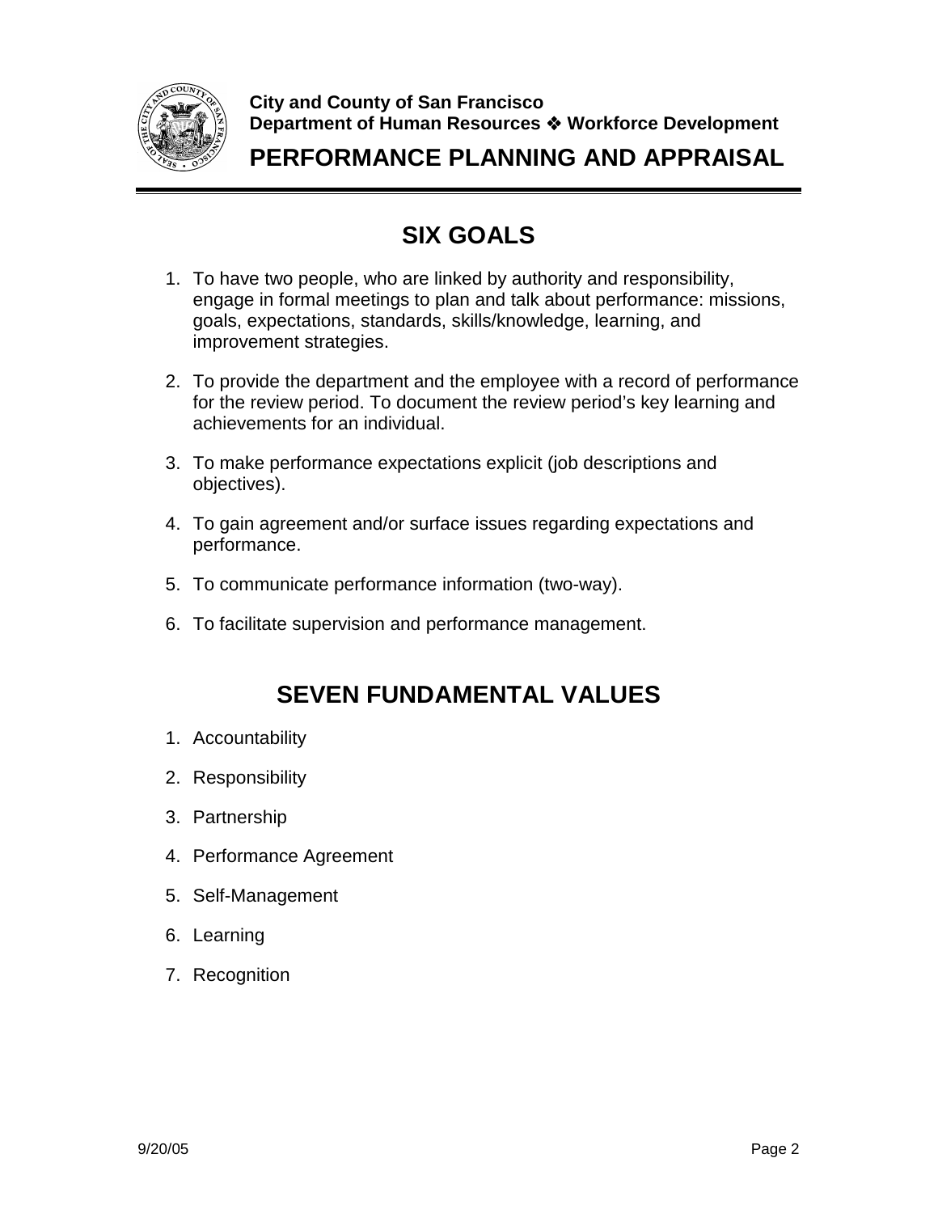**City and County of San Francisco**
**Department of Human Resources ❖ Workforce Development**

# PERFORMANCE PLANNING AND APPRAISAL

## SIX GOALS

1. To have two people, who are linked by authority and responsibility, engage in formal meetings to plan and talk about performance: missions, goals, expectations, standards, skills/knowledge, learning, and improvement strategies.
2. To provide the department and the employee with a record of performance for the review period. To document the review period's key learning and achievements for an individual.
3. To make performance expectations explicit (job descriptions and objectives).
4. To gain agreement and/or surface issues regarding expectations and performance.
5. To communicate performance information (two-way).
6. To facilitate supervision and performance management.

## SEVEN FUNDAMENTAL VALUES

1. Accountability
2. Responsibility
3. Partnership
4. Performance Agreement
5. Self-Management
6. Learning
7. Recognition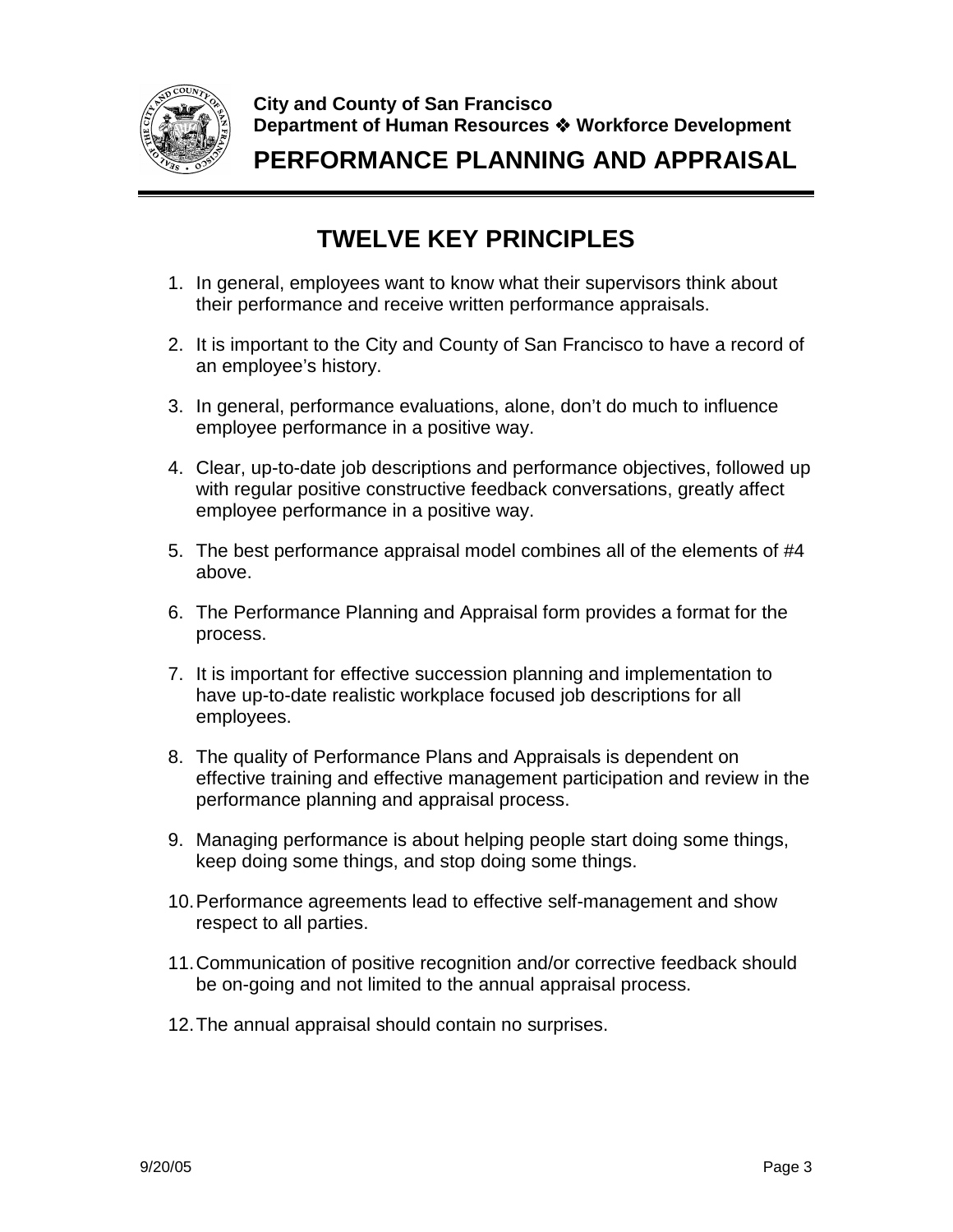**City and County of San Francisco**
**Department of Human Resources ❖ Workforce Development**

# PERFORMANCE PLANNING AND APPRAISAL

## TWELVE KEY PRINCIPLES

1. In general, employees want to know what their supervisors think about their performance and receive written performance appraisals.

2. It is important to the City and County of San Francisco to have a record of an employee's history.

3. In general, performance evaluations, alone, don't do much to influence employee performance in a positive way.

4. Clear, up-to-date job descriptions and performance objectives, followed up with regular positive constructive feedback conversations, greatly affect employee performance in a positive way.

5. The best performance appraisal model combines all of the elements of #4 above.

6. The Performance Planning and Appraisal form provides a format for the process.

7. It is important for effective succession planning and implementation to have up-to-date realistic workplace focused job descriptions for all employees.

8. The quality of Performance Plans and Appraisals is dependent on effective training and effective management participation and review in the performance planning and appraisal process.

9. Managing performance is about helping people start doing some things, keep doing some things, and stop doing some things.

10. Performance agreements lead to effective self-management and show respect to all parties.

11. Communication of positive recognition and/or corrective feedback should be on-going and not limited to the annual appraisal process.

12. The annual appraisal should contain no surprises.